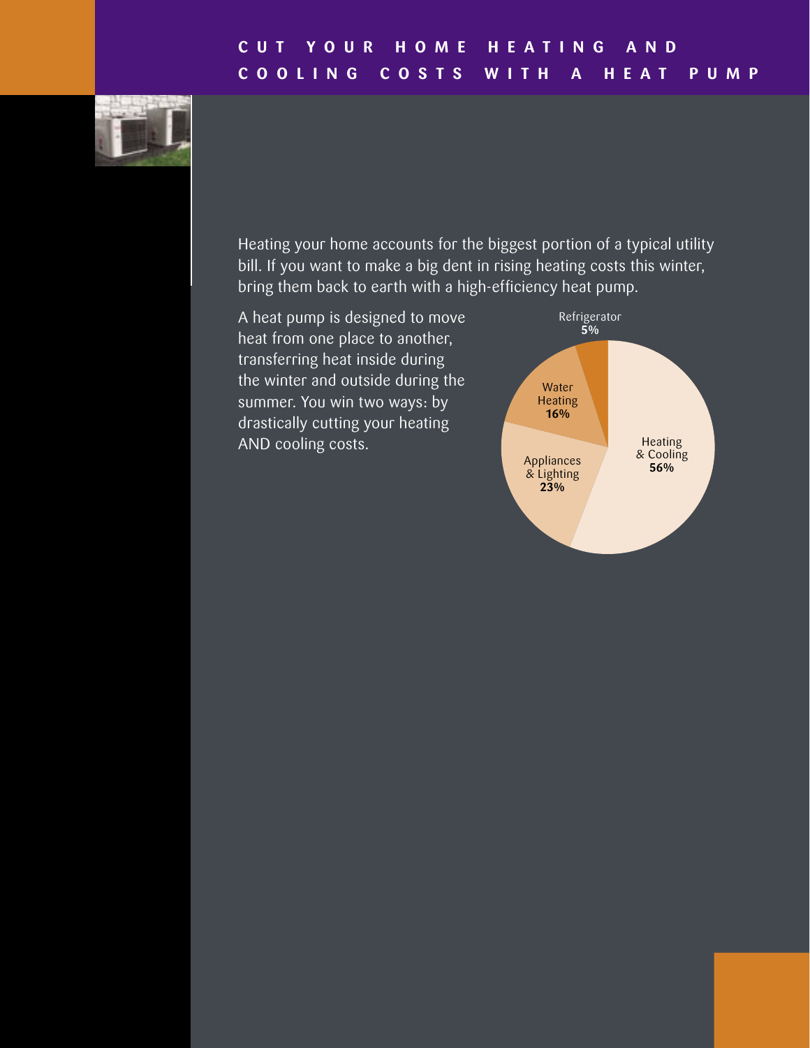# CUT YOUR HOME HEATING AND COOLING COSTS WITH A HEAT PUMP

Heating your home accounts for the biggest portion of a typical utility bill. If you want to make a big dent in rising heating costs this winter, bring them back to earth with a high-efficiency heat pump.

A heat pump is designed to move heat from one place to another, transferring heat inside during the winter and outside during the summer. You win two ways: by drastically cutting your heating AND cooling costs.

Refrigerator **5%**

Water Heating **16%**

Heating & Cooling **56%**

Appliances & Lighting **23%**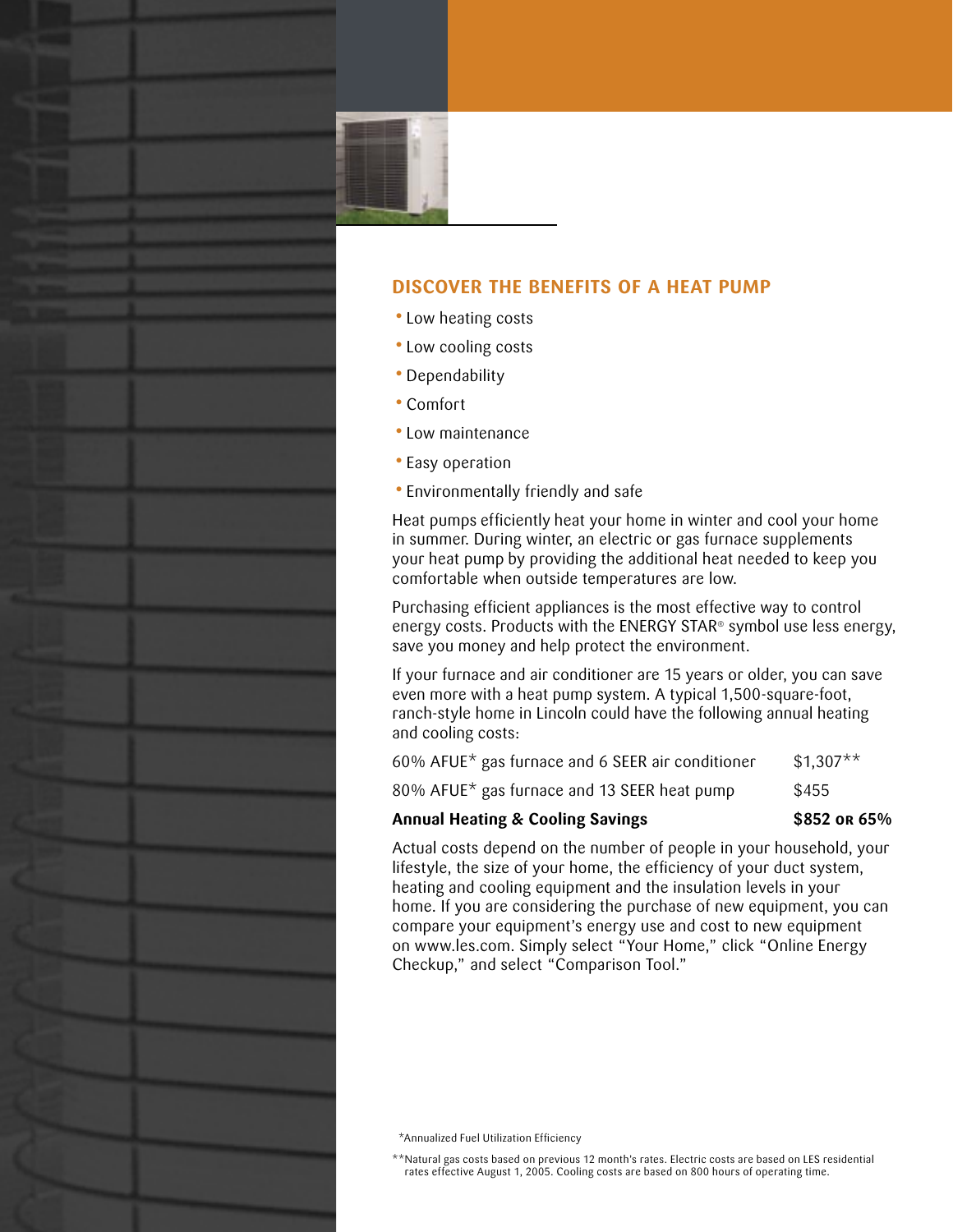## DISCOVER THE BENEFITS OF A HEAT PUMP

- Low heating costs
- Low cooling costs
- Dependability
- Comfort
- Low maintenance
- Easy operation
- Environmentally friendly and safe

Heat pumps efficiently heat your home in winter and cool your home in summer. During winter, an electric or gas furnace supplements your heat pump by providing the additional heat needed to keep you comfortable when outside temperatures are low.

Purchasing efficient appliances is the most effective way to control energy costs. Products with the ENERGY STAR® symbol use less energy, save you money and help protect the environment.

If your furnace and air conditioner are 15 years or older, you can save even more with a heat pump system. A typical 1,500-square-foot, ranch-style home in Lincoln could have the following annual heating and cooling costs:

| | |
|---|---|
| 60% AFUE* gas furnace and 6 SEER air conditioner | $1,307** |
| 80% AFUE* gas furnace and 13 SEER heat pump | $455 |
| **Annual Heating & Cooling Savings** | **$852 or 65%** |

Actual costs depend on the number of people in your household, your lifestyle, the size of your home, the efficiency of your duct system, heating and cooling equipment and the insulation levels in your home. If you are considering the purchase of new equipment, you can compare your equipment's energy use and cost to new equipment on www.les.com. Simply select "Your Home," click "Online Energy Checkup," and select "Comparison Tool."

*Annualized Fuel Utilization Efficiency

**Natural gas costs based on previous 12 month's rates. Electric costs are based on LES residential rates effective August 1, 2005. Cooling costs are based on 800 hours of operating time.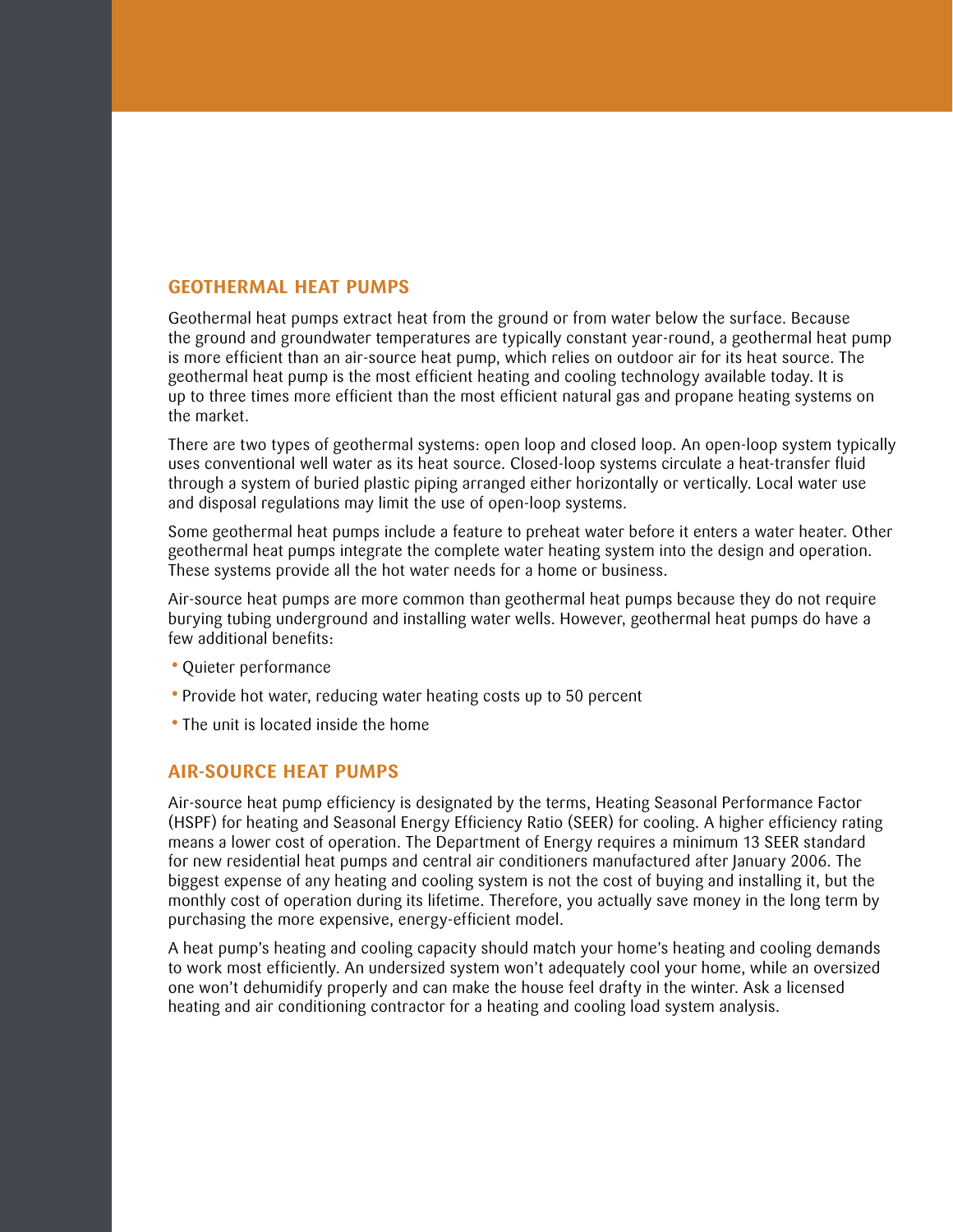## GEOTHERMAL HEAT PUMPS

Geothermal heat pumps extract heat from the ground or from water below the surface. Because the ground and groundwater temperatures are typically constant year-round, a geothermal heat pump is more efficient than an air-source heat pump, which relies on outdoor air for its heat source. The geothermal heat pump is the most efficient heating and cooling technology available today. It is up to three times more efficient than the most efficient natural gas and propane heating systems on the market.

There are two types of geothermal systems: open loop and closed loop. An open-loop system typically uses conventional well water as its heat source. Closed-loop systems circulate a heat-transfer fluid through a system of buried plastic piping arranged either horizontally or vertically. Local water use and disposal regulations may limit the use of open-loop systems.

Some geothermal heat pumps include a feature to preheat water before it enters a water heater. Other geothermal heat pumps integrate the complete water heating system into the design and operation. These systems provide all the hot water needs for a home or business.

Air-source heat pumps are more common than geothermal heat pumps because they do not require burying tubing underground and installing water wells. However, geothermal heat pumps do have a few additional benefits:

- Quieter performance
- Provide hot water, reducing water heating costs up to 50 percent
- The unit is located inside the home

## AIR-SOURCE HEAT PUMPS

Air-source heat pump efficiency is designated by the terms, Heating Seasonal Performance Factor (HSPF) for heating and Seasonal Energy Efficiency Ratio (SEER) for cooling. A higher efficiency rating means a lower cost of operation. The Department of Energy requires a minimum 13 SEER standard for new residential heat pumps and central air conditioners manufactured after January 2006. The biggest expense of any heating and cooling system is not the cost of buying and installing it, but the monthly cost of operation during its lifetime. Therefore, you actually save money in the long term by purchasing the more expensive, energy-efficient model.

A heat pump's heating and cooling capacity should match your home's heating and cooling demands to work most efficiently. An undersized system won't adequately cool your home, while an oversized one won't dehumidify properly and can make the house feel drafty in the winter. Ask a licensed heating and air conditioning contractor for a heating and cooling load system analysis.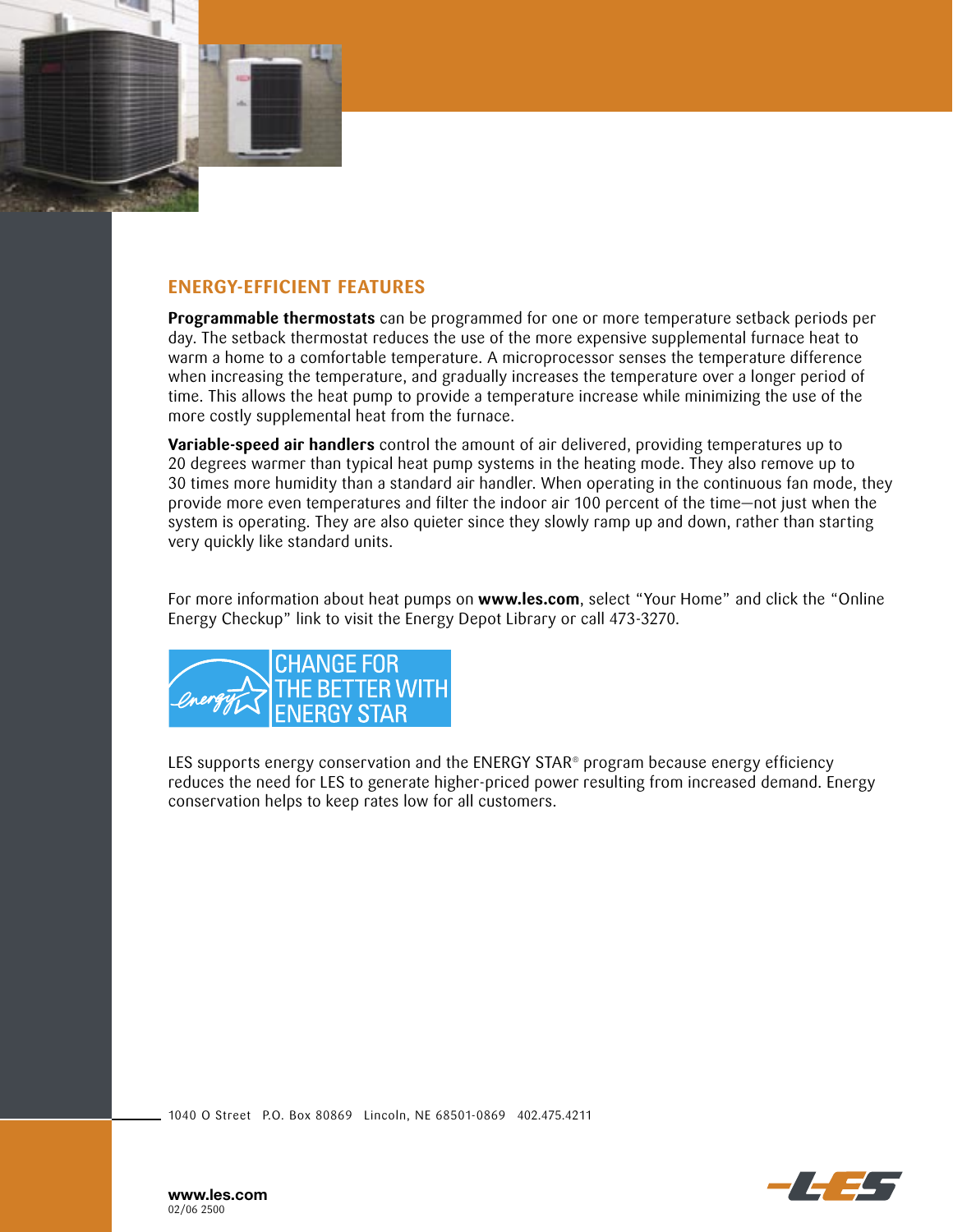## ENERGY-EFFICIENT FEATURES

**Programmable thermostats** can be programmed for one or more temperature setback periods per day. The setback thermostat reduces the use of the more expensive supplemental furnace heat to warm a home to a comfortable temperature. A microprocessor senses the temperature difference when increasing the temperature, and gradually increases the temperature over a longer period of time. This allows the heat pump to provide a temperature increase while minimizing the use of the more costly supplemental heat from the furnace.

**Variable-speed air handlers** control the amount of air delivered, providing temperatures up to 20 degrees warmer than typical heat pump systems in the heating mode. They also remove up to 30 times more humidity than a standard air handler. When operating in the continuous fan mode, they provide more even temperatures and filter the indoor air 100 percent of the time—not just when the system is operating. They are also quieter since they slowly ramp up and down, rather than starting very quickly like standard units.

For more information about heat pumps on **www.les.com**, select "Your Home" and click the "Online Energy Checkup" link to visit the Energy Depot Library or call 473-3270.

CHANGE FOR THE BETTER WITH ENERGY STAR

LES supports energy conservation and the ENERGY STAR® program because energy efficiency reduces the need for LES to generate higher-priced power resulting from increased demand. Energy conservation helps to keep rates low for all customers.

1040 O Street P.O. Box 80869 Lincoln, NE 68501-0869 402.475.4211

**www.les.com**
02/06 2500